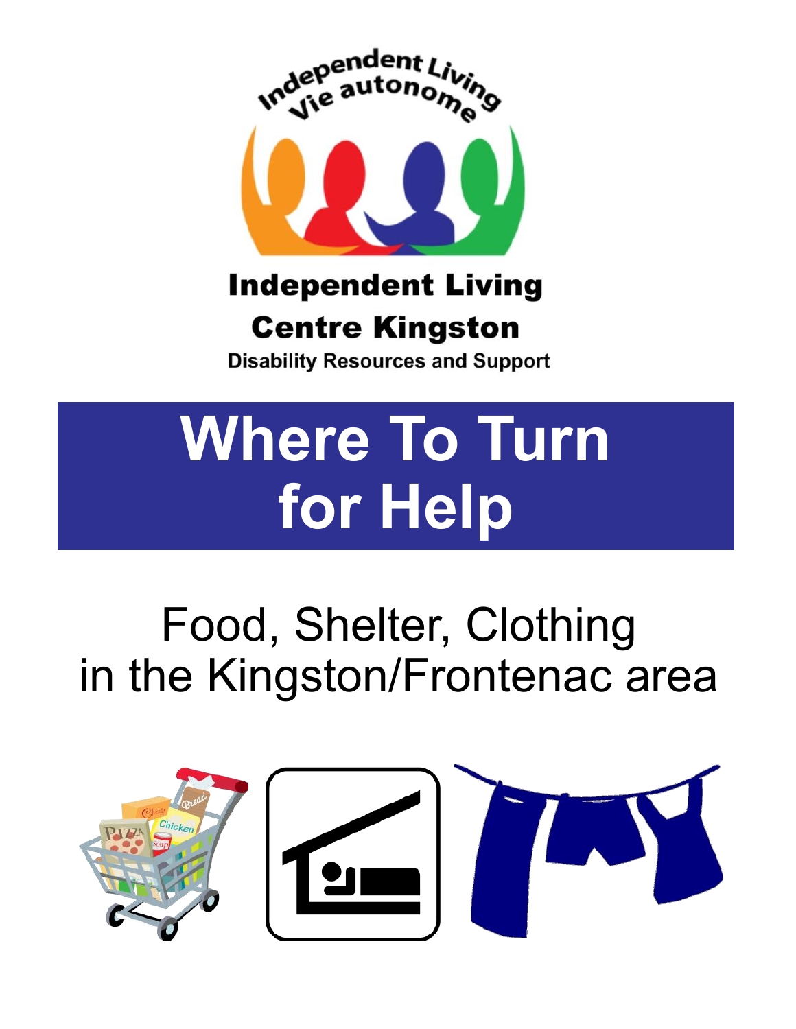Independent Living
Vie autonome

**Independent Living Centre Kingston**

**Disability Resources and Support**

# Where To Turn for Help

## Food, Shelter, Clothing in the Kingston/Frontenac area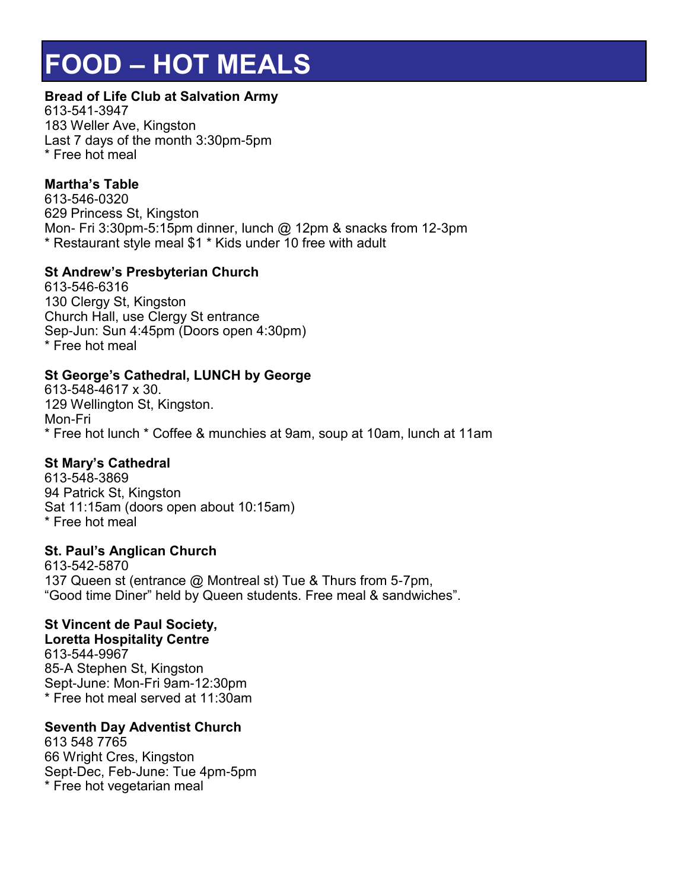# FOOD – HOT MEALS

**Bread of Life Club at Salvation Army**
613-541-3947
183 Weller Ave, Kingston
Last 7 days of the month 3:30pm-5pm
* Free hot meal

**Martha's Table**
613-546-0320
629 Princess St, Kingston
Mon- Fri 3:30pm-5:15pm dinner, lunch @ 12pm & snacks from 12-3pm
* Restaurant style meal $1 * Kids under 10 free with adult

**St Andrew's Presbyterian Church**
613-546-6316
130 Clergy St, Kingston
Church Hall, use Clergy St entrance
Sep-Jun: Sun 4:45pm (Doors open 4:30pm)
* Free hot meal

**St George's Cathedral, LUNCH by George**
613-548-4617 x 30.
129 Wellington St, Kingston.
Mon-Fri
* Free hot lunch * Coffee & munchies at 9am, soup at 10am, lunch at 11am

**St Mary's Cathedral**
613-548-3869
94 Patrick St, Kingston
Sat 11:15am (doors open about 10:15am)
* Free hot meal

**St. Paul's Anglican Church**
613-542-5870
137 Queen st (entrance @ Montreal st) Tue & Thurs from 5-7pm,
"Good time Diner" held by Queen students. Free meal & sandwiches".

**St Vincent de Paul Society,**
**Loretta Hospitality Centre**
613-544-9967
85-A Stephen St, Kingston
Sept-June: Mon-Fri 9am-12:30pm
* Free hot meal served at 11:30am

**Seventh Day Adventist Church**
613 548 7765
66 Wright Cres, Kingston
Sept-Dec, Feb-June: Tue 4pm-5pm
* Free hot vegetarian meal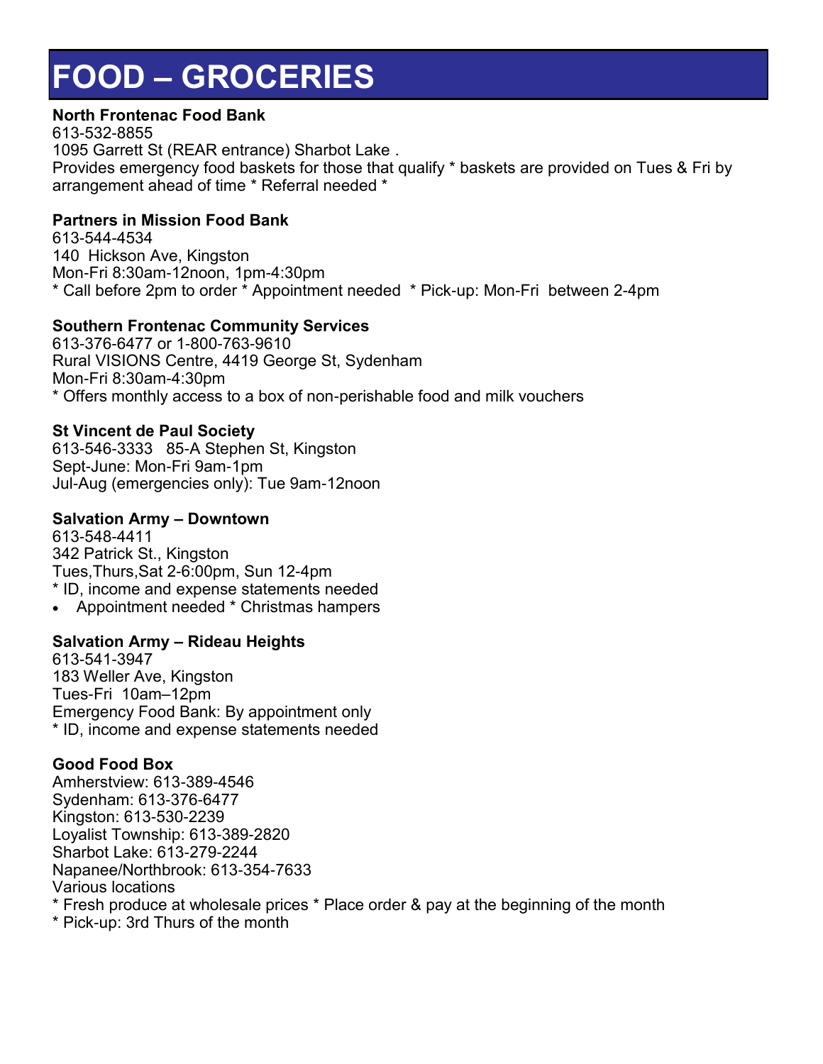# FOOD – GROCERIES

**North Frontenac Food Bank**
613-532-8855
1095 Garrett St (REAR entrance) Sharbot Lake .
Provides emergency food baskets for those that qualify * baskets are provided on Tues & Fri by arrangement ahead of time * Referral needed *

**Partners in Mission Food Bank**
613-544-4534
140 Hickson Ave, Kingston
Mon-Fri 8:30am-12noon, 1pm-4:30pm
* Call before 2pm to order * Appointment needed * Pick-up: Mon-Fri between 2-4pm

**Southern Frontenac Community Services**
613-376-6477 or 1-800-763-9610
Rural VISIONS Centre, 4419 George St, Sydenham
Mon-Fri 8:30am-4:30pm
* Offers monthly access to a box of non-perishable food and milk vouchers

**St Vincent de Paul Society**
613-546-3333 85-A Stephen St, Kingston
Sept-June: Mon-Fri 9am-1pm
Jul-Aug (emergencies only): Tue 9am-12noon

**Salvation Army – Downtown**
613-548-4411
342 Patrick St., Kingston
Tues,Thurs,Sat 2-6:00pm, Sun 12-4pm
* ID, income and expense statements needed
- Appointment needed * Christmas hampers

**Salvation Army – Rideau Heights**
613-541-3947
183 Weller Ave, Kingston
Tues-Fri 10am–12pm
Emergency Food Bank: By appointment only
* ID, income and expense statements needed

**Good Food Box**
Amherstview: 613-389-4546
Sydenham: 613-376-6477
Kingston: 613-530-2239
Loyalist Township: 613-389-2820
Sharbot Lake: 613-279-2244
Napanee/Northbrook: 613-354-7633
Various locations
* Fresh produce at wholesale prices * Place order & pay at the beginning of the month
* Pick-up: 3rd Thurs of the month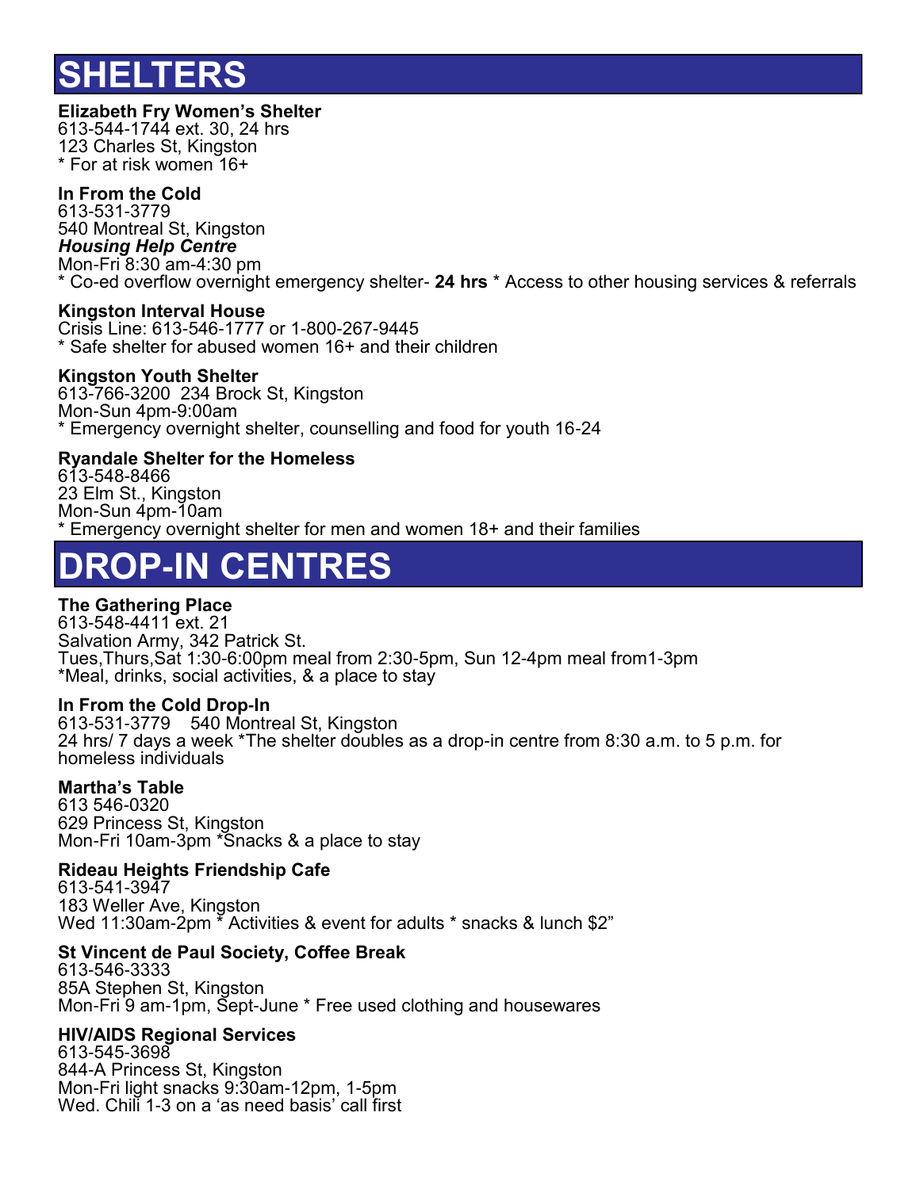# SHELTERS

**Elizabeth Fry Women's Shelter**
613-544-1744 ext. 30, 24 hrs
123 Charles St, Kingston
* For at risk women 16+

**In From the Cold**
613-531-3779
540 Montreal St, Kingston
***Housing Help Centre***
Mon-Fri 8:30 am-4:30 pm
* Co-ed overflow overnight emergency shelter- **24 hrs** * Access to other housing services & referrals

**Kingston Interval House**
Crisis Line: 613-546-1777 or 1-800-267-9445
* Safe shelter for abused women 16+ and their children

**Kingston Youth Shelter**
613-766-3200 234 Brock St, Kingston
Mon-Sun 4pm-9:00am
* Emergency overnight shelter, counselling and food for youth 16-24

**Ryandale Shelter for the Homeless**
613-548-8466
23 Elm St., Kingston
Mon-Sun 4pm-10am
* Emergency overnight shelter for men and women 18+ and their families

# DROP-IN CENTRES

**The Gathering Place**
613-548-4411 ext. 21
Salvation Army, 342 Patrick St.
Tues,Thurs,Sat 1:30-6:00pm meal from 2:30-5pm, Sun 12-4pm meal from1-3pm
*Meal, drinks, social activities, & a place to stay

**In From the Cold Drop-In**
613-531-3779 540 Montreal St, Kingston
24 hrs/ 7 days a week *The shelter doubles as a drop-in centre from 8:30 a.m. to 5 p.m. for homeless individuals

**Martha's Table**
613 546-0320
629 Princess St, Kingston
Mon-Fri 10am-3pm *Snacks & a place to stay

**Rideau Heights Friendship Cafe**
613-541-3947
183 Weller Ave, Kingston
Wed 11:30am-2pm * Activities & event for adults * snacks & lunch $2"

**St Vincent de Paul Society, Coffee Break**
613-546-3333
85A Stephen St, Kingston
Mon-Fri 9 am-1pm, Sept-June * Free used clothing and housewares

**HIV/AIDS Regional Services**
613-545-3698
844-A Princess St, Kingston
Mon-Fri light snacks 9:30am-12pm, 1-5pm
Wed. Chili 1-3 on a 'as need basis' call first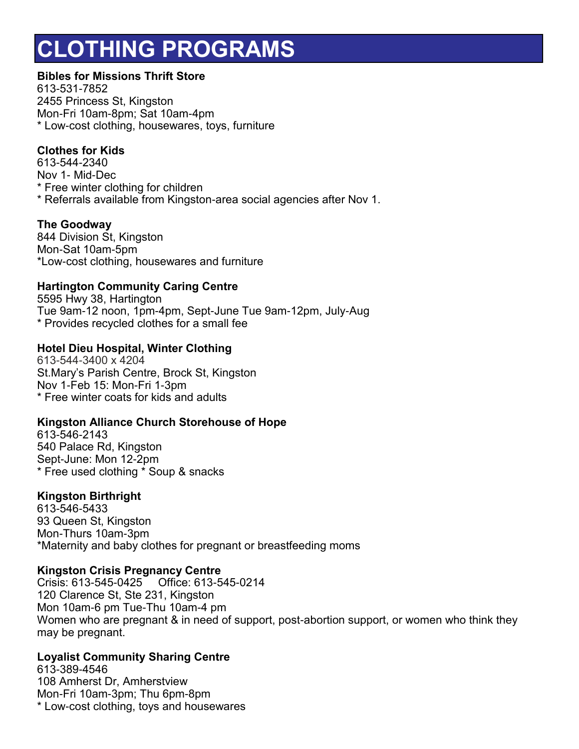# CLOTHING PROGRAMS

**Bibles for Missions Thrift Store**
613-531-7852
2455 Princess St, Kingston
Mon-Fri 10am-8pm; Sat 10am-4pm
* Low-cost clothing, housewares, toys, furniture

**Clothes for Kids**
613-544-2340
Nov 1- Mid-Dec
* Free winter clothing for children
* Referrals available from Kingston-area social agencies after Nov 1.

**The Goodway**
844 Division St, Kingston
Mon-Sat 10am-5pm
*Low-cost clothing, housewares and furniture

**Hartington Community Caring Centre**
5595 Hwy 38, Hartington
Tue 9am-12 noon, 1pm-4pm, Sept-June Tue 9am-12pm, July-Aug
* Provides recycled clothes for a small fee

**Hotel Dieu Hospital, Winter Clothing**
613-544-3400 x 4204
St.Mary's Parish Centre, Brock St, Kingston
Nov 1-Feb 15: Mon-Fri 1-3pm
* Free winter coats for kids and adults

**Kingston Alliance Church Storehouse of Hope**
613-546-2143
540 Palace Rd, Kingston
Sept-June: Mon 12-2pm
* Free used clothing * Soup & snacks

**Kingston Birthright**
613-546-5433
93 Queen St, Kingston
Mon-Thurs 10am-3pm
*Maternity and baby clothes for pregnant or breastfeeding moms

**Kingston Crisis Pregnancy Centre**
Crisis: 613-545-0425 Office: 613-545-0214
120 Clarence St, Ste 231, Kingston
Mon 10am-6 pm Tue-Thu 10am-4 pm
Women who are pregnant & in need of support, post-abortion support, or women who think they may be pregnant.

**Loyalist Community Sharing Centre**
613-389-4546
108 Amherst Dr, Amherstview
Mon-Fri 10am-3pm; Thu 6pm-8pm
* Low-cost clothing, toys and housewares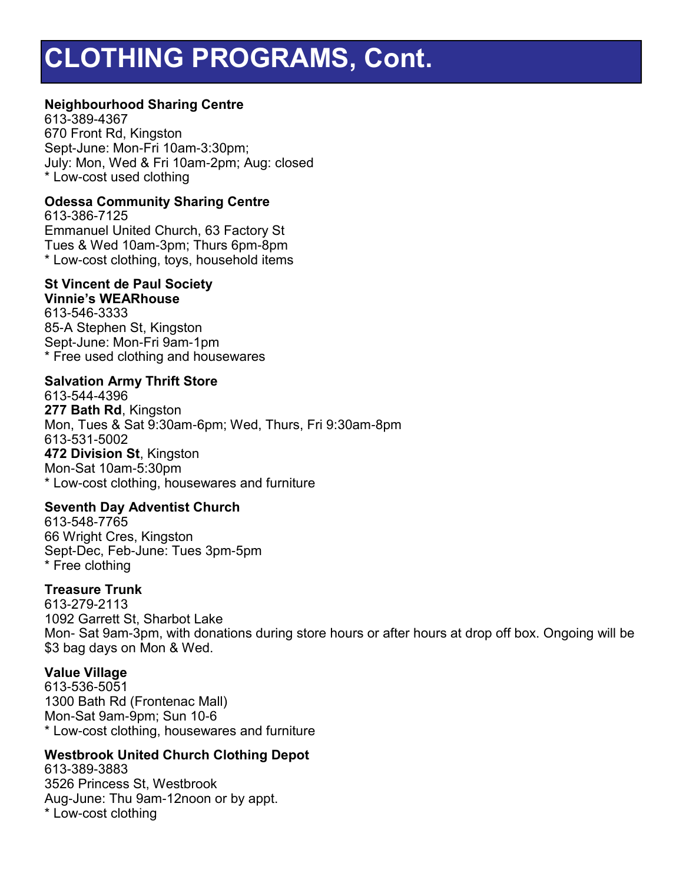# CLOTHING PROGRAMS, Cont.

**Neighbourhood Sharing Centre**
613-389-4367
670 Front Rd, Kingston
Sept-June: Mon-Fri 10am-3:30pm;
July: Mon, Wed & Fri 10am-2pm; Aug: closed
* Low-cost used clothing

**Odessa Community Sharing Centre**
613-386-7125
Emmanuel United Church, 63 Factory St
Tues & Wed 10am-3pm; Thurs 6pm-8pm
* Low-cost clothing, toys, household items

**St Vincent de Paul Society**
**Vinnie's WEARhouse**
613-546-3333
85-A Stephen St, Kingston
Sept-June: Mon-Fri 9am-1pm
* Free used clothing and housewares

**Salvation Army Thrift Store**
613-544-4396
**277 Bath Rd**, Kingston
Mon, Tues & Sat 9:30am-6pm; Wed, Thurs, Fri 9:30am-8pm
613-531-5002
**472 Division St**, Kingston
Mon-Sat 10am-5:30pm
* Low-cost clothing, housewares and furniture

**Seventh Day Adventist Church**
613-548-7765
66 Wright Cres, Kingston
Sept-Dec, Feb-June: Tues 3pm-5pm
* Free clothing

**Treasure Trunk**
613-279-2113
1092 Garrett St, Sharbot Lake
Mon- Sat 9am-3pm, with donations during store hours or after hours at drop off box. Ongoing will be $3 bag days on Mon & Wed.

**Value Village**
613-536-5051
1300 Bath Rd (Frontenac Mall)
Mon-Sat 9am-9pm; Sun 10-6
* Low-cost clothing, housewares and furniture

**Westbrook United Church Clothing Depot**
613-389-3883
3526 Princess St, Westbrook
Aug-June: Thu 9am-12noon or by appt.
* Low-cost clothing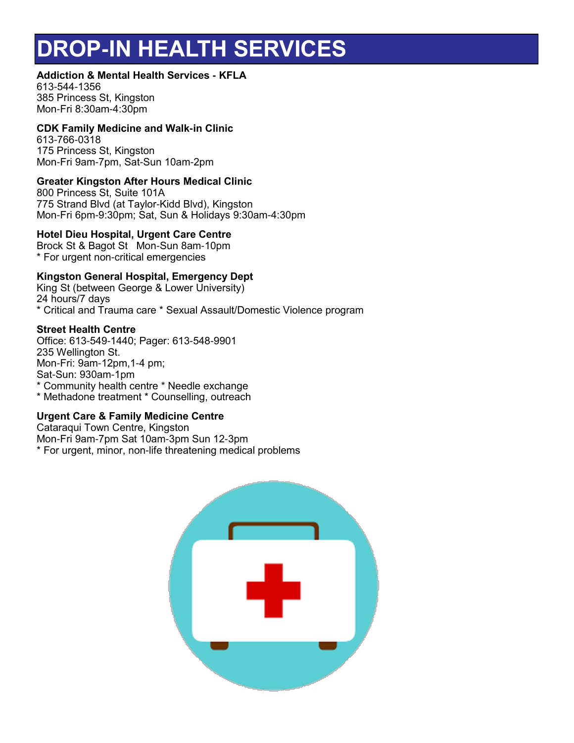# DROP-IN HEALTH SERVICES

**Addiction & Mental Health Services - KFLA**
613-544-1356
385 Princess St, Kingston
Mon-Fri 8:30am-4:30pm

**CDK Family Medicine and Walk-in Clinic**
613-766-0318
175 Princess St, Kingston
Mon-Fri 9am-7pm, Sat-Sun 10am-2pm

**Greater Kingston After Hours Medical Clinic**
800 Princess St, Suite 101A
775 Strand Blvd (at Taylor-Kidd Blvd), Kingston
Mon-Fri 6pm-9:30pm; Sat, Sun & Holidays 9:30am-4:30pm

**Hotel Dieu Hospital, Urgent Care Centre**
Brock St & Bagot St Mon-Sun 8am-10pm
* For urgent non-critical emergencies

**Kingston General Hospital, Emergency Dept**
King St (between George & Lower University)
24 hours/7 days
* Critical and Trauma care * Sexual Assault/Domestic Violence program

**Street Health Centre**
Office: 613-549-1440; Pager: 613-548-9901
235 Wellington St.
Mon-Fri: 9am-12pm,1-4 pm;
Sat-Sun: 930am-1pm
* Community health centre * Needle exchange
* Methadone treatment * Counselling, outreach

**Urgent Care & Family Medicine Centre**
Cataraqui Town Centre, Kingston
Mon-Fri 9am-7pm Sat 10am-3pm Sun 12-3pm
* For urgent, minor, non-life threatening medical problems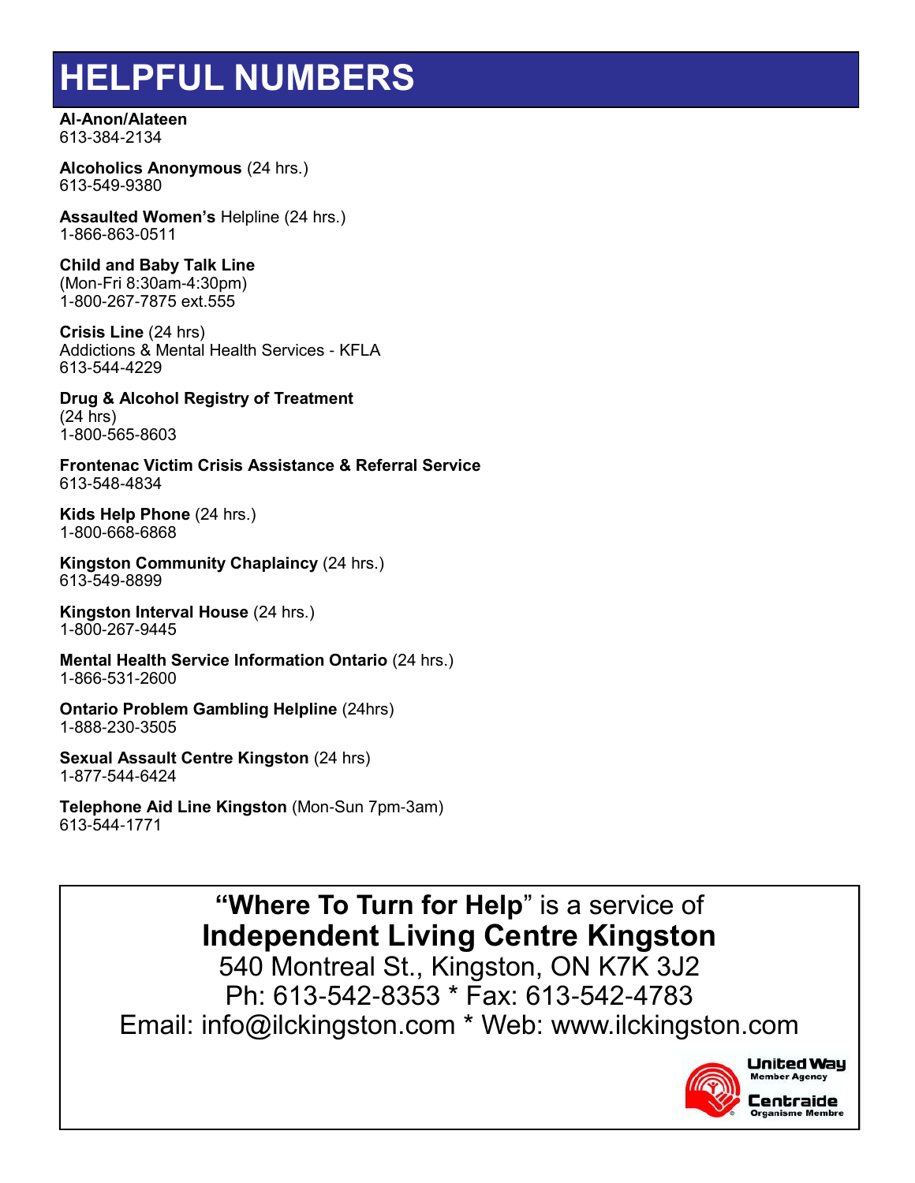# HELPFUL NUMBERS

**Al-Anon/Alateen**
613-384-2134

**Alcoholics Anonymous** (24 hrs.)
613-549-9380

**Assaulted Women's** Helpline (24 hrs.)
1-866-863-0511

**Child and Baby Talk Line**
(Mon-Fri 8:30am-4:30pm)
1-800-267-7875 ext.555

**Crisis Line** (24 hrs)
Addictions & Mental Health Services - KFLA
613-544-4229

**Drug & Alcohol Registry of Treatment**
(24 hrs)
1-800-565-8603

**Frontenac Victim Crisis Assistance & Referral Service**
613-548-4834

**Kids Help Phone** (24 hrs.)
1-800-668-6868

**Kingston Community Chaplaincy** (24 hrs.)
613-549-8899

**Kingston Interval House** (24 hrs.)
1-800-267-9445

**Mental Health Service Information Ontario** (24 hrs.)
1-866-531-2600

**Ontario Problem Gambling Helpline** (24hrs)
1-888-230-3505

**Sexual Assault Centre Kingston** (24 hrs)
1-877-544-6424

**Telephone Aid Line Kingston** (Mon-Sun 7pm-3am)
613-544-1771

---

"**Where To Turn for Help**" is a service of
**Independent Living Centre Kingston**
540 Montreal St., Kingston, ON K7K 3J2
Ph: 613-542-8353 * Fax: 613-542-4783
Email: info@ilckingston.com * Web: www.ilckingston.com

United Way Member Agency
Centraide Organisme Membre